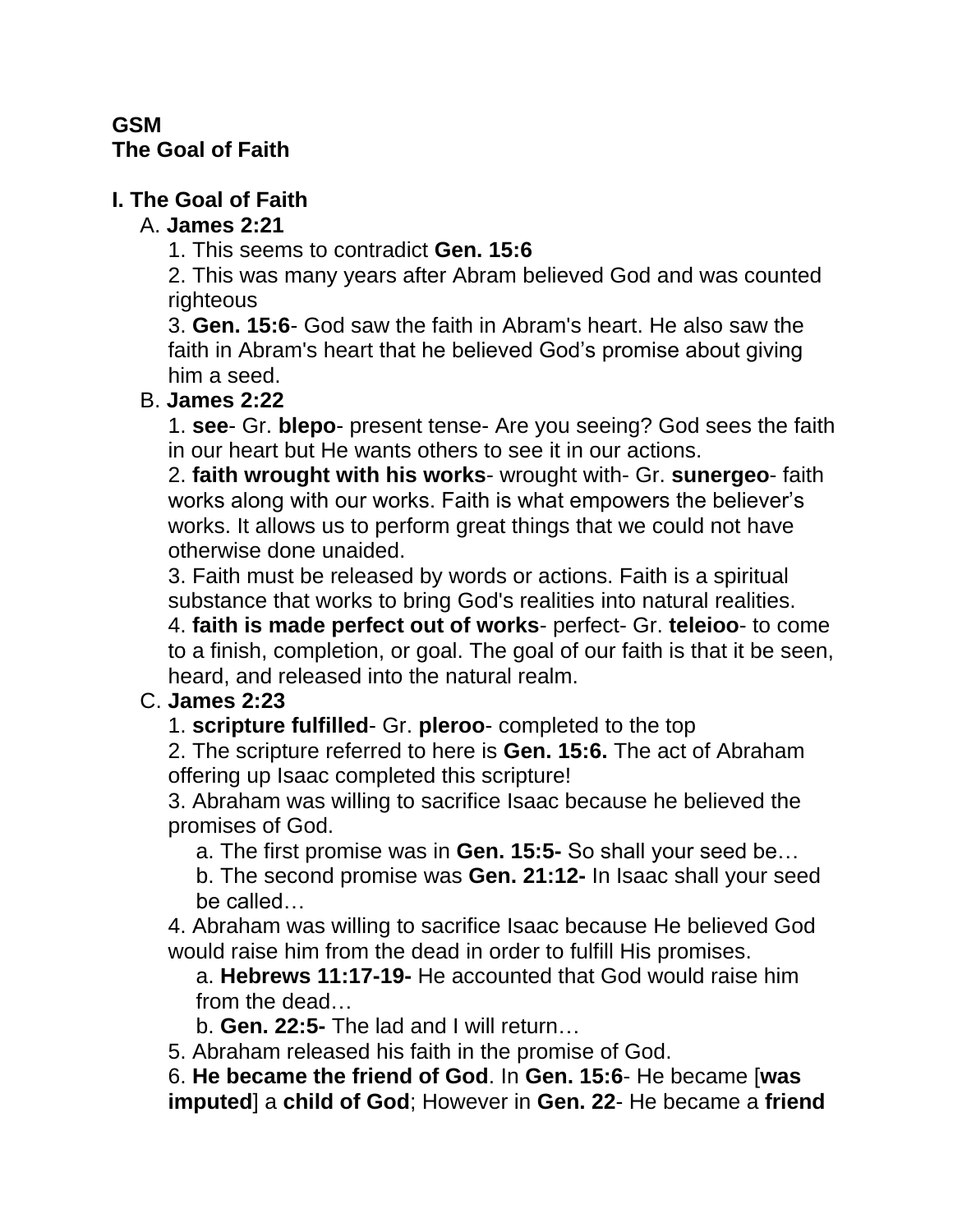**GSM**
**The Goal of Faith**

## I. The Goal of Faith

A. **James 2:21**

1. This seems to contradict **Gen. 15:6**
2. This was many years after Abram believed God and was counted righteous
3. **Gen. 15:6**- God saw the faith in Abram's heart. He also saw the faith in Abram's heart that he believed God's promise about giving him a seed.

B. **James 2:22**

1. **see**- Gr. **blepo**- present tense- Are you seeing? God sees the faith in our heart but He wants others to see it in our actions.
2. **faith wrought with his works**- wrought with- Gr. **sunergeo**- faith works along with our works. Faith is what empowers the believer's works. It allows us to perform great things that we could not have otherwise done unaided.
3. Faith must be released by words or actions. Faith is a spiritual substance that works to bring God's realities into natural realities.
4. **faith is made perfect out of works**- perfect- Gr. **teleioo**- to come to a finish, completion, or goal. The goal of our faith is that it be seen, heard, and released into the natural realm.

C. **James 2:23**

1. **scripture fulfilled**- Gr. **pleroo**- completed to the top
2. The scripture referred to here is **Gen. 15:6.** The act of Abraham offering up Isaac completed this scripture!
3. Abraham was willing to sacrifice Isaac because he believed the promises of God.
   a. The first promise was in **Gen. 15:5-** So shall your seed be…
   b. The second promise was **Gen. 21:12-** In Isaac shall your seed be called…
4. Abraham was willing to sacrifice Isaac because He believed God would raise him from the dead in order to fulfill His promises.
   a. **Hebrews 11:17-19-** He accounted that God would raise him from the dead…
   b. **Gen. 22:5-** The lad and I will return…
5. Abraham released his faith in the promise of God.
6. **He became the friend of God**. In **Gen. 15:6**- He became [**was imputed**] a **child of God**; However in **Gen. 22**- He became a **friend**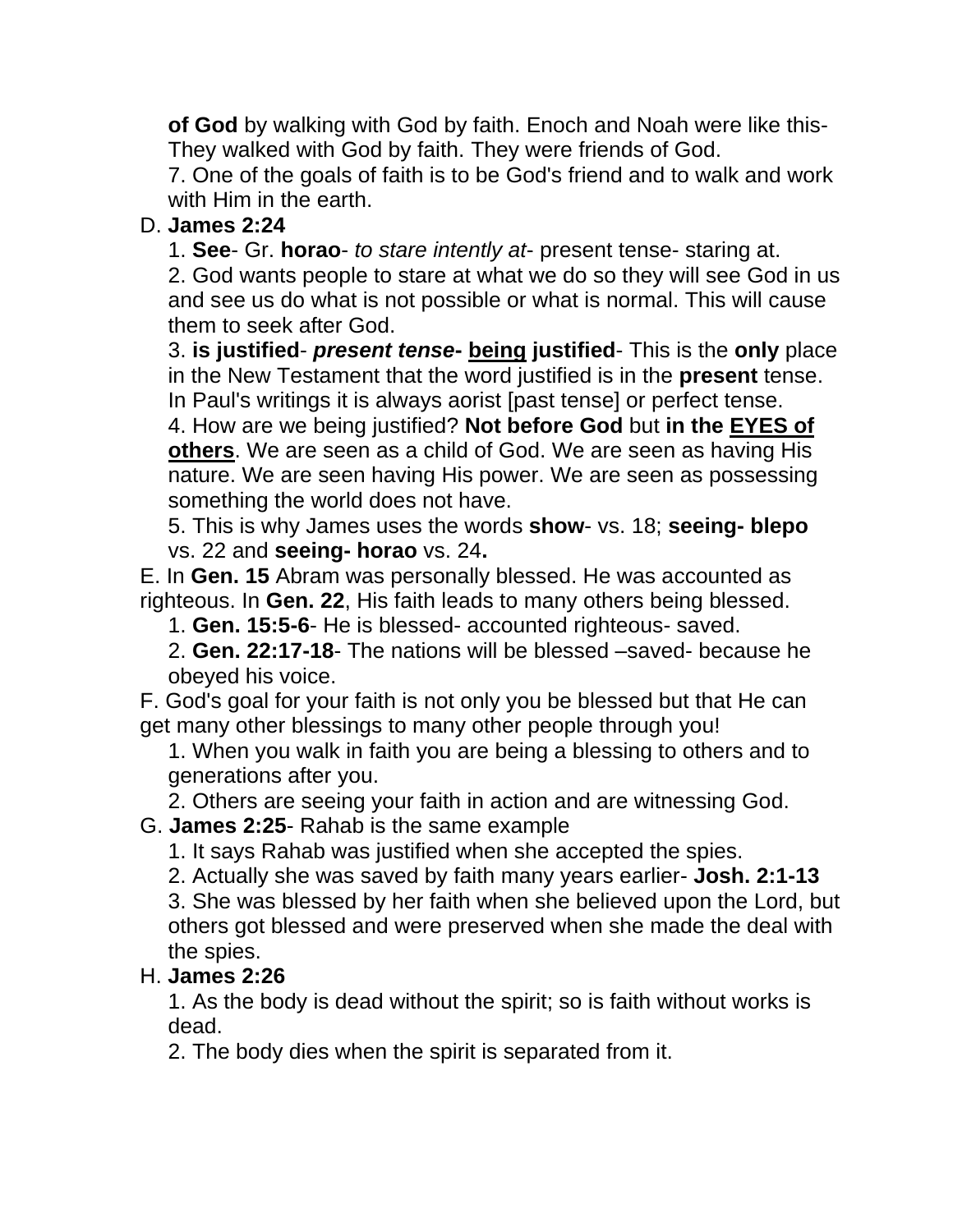**of God** by walking with God by faith. Enoch and Noah were like this- They walked with God by faith. They were friends of God.

7. One of the goals of faith is to be God's friend and to walk and work with Him in the earth.

D. **James 2:24**

1. **See**- Gr. **horao**- *to stare intently at*- present tense- staring at.

2. God wants people to stare at what we do so they will see God in us and see us do what is not possible or what is normal. This will cause them to seek after God.

3. **is justified**- ***present tense-*** **being justified**- This is the **only** place in the New Testament that the word justified is in the **present** tense. In Paul's writings it is always aorist [past tense] or perfect tense.

4. How are we being justified? **Not before God** but **in the EYES of others**. We are seen as a child of God. We are seen as having His nature. We are seen having His power. We are seen as possessing something the world does not have.

5. This is why James uses the words **show**- vs. 18; **seeing- blepo** vs. 22 and **seeing- horao** vs. 24**.**

E. In **Gen. 15** Abram was personally blessed. He was accounted as righteous. In **Gen. 22**, His faith leads to many others being blessed.

1. **Gen. 15:5-6**- He is blessed- accounted righteous- saved.

2. **Gen. 22:17-18**- The nations will be blessed –saved- because he obeyed his voice.

F. God's goal for your faith is not only you be blessed but that He can get many other blessings to many other people through you!

1. When you walk in faith you are being a blessing to others and to generations after you.

2. Others are seeing your faith in action and are witnessing God.

G. **James 2:25**- Rahab is the same example

1. It says Rahab was justified when she accepted the spies.

2. Actually she was saved by faith many years earlier- **Josh. 2:1-13**

3. She was blessed by her faith when she believed upon the Lord, but others got blessed and were preserved when she made the deal with the spies.

H. **James 2:26**

1. As the body is dead without the spirit; so is faith without works is dead.

2. The body dies when the spirit is separated from it.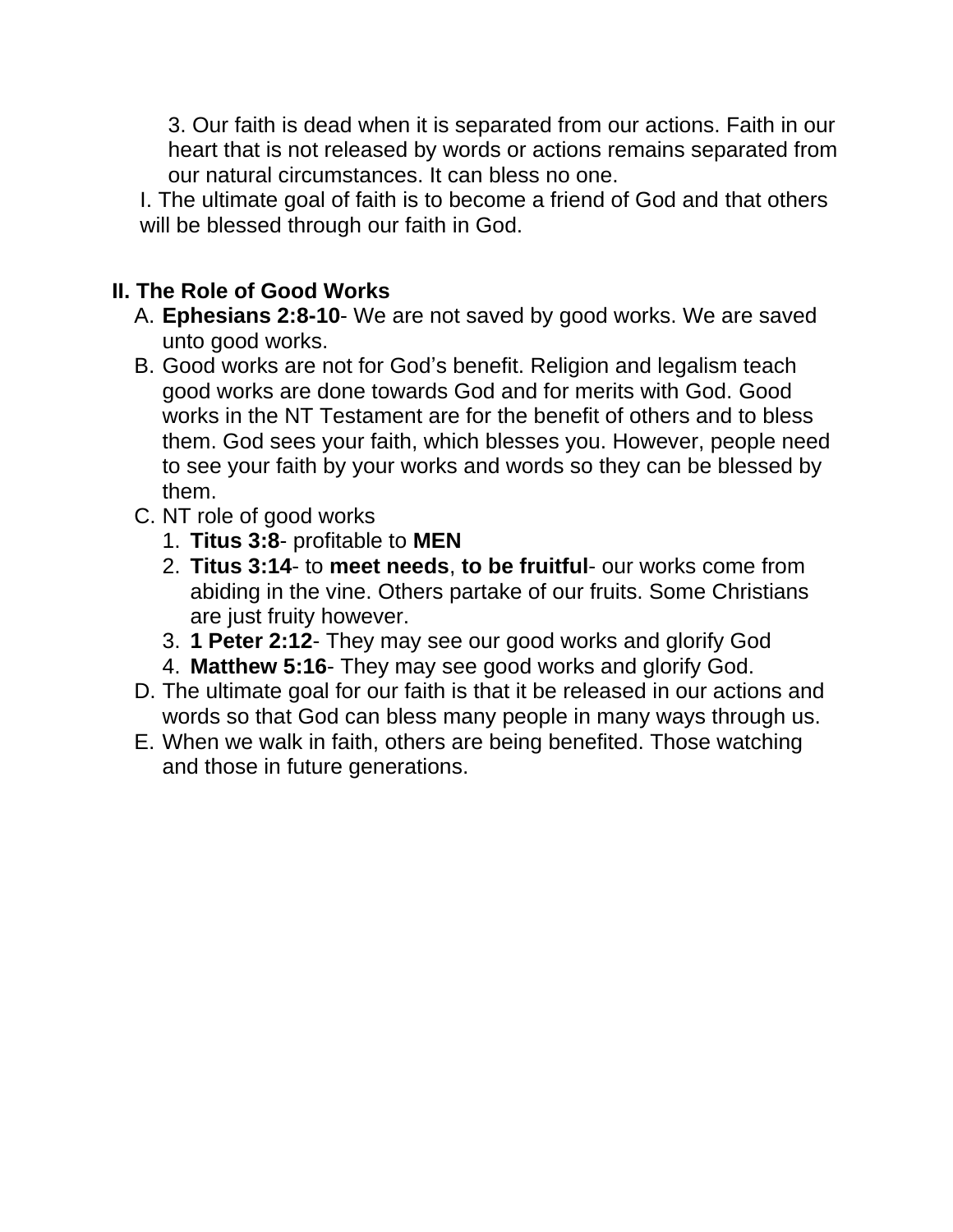3. Our faith is dead when it is separated from our actions. Faith in our heart that is not released by words or actions remains separated from our natural circumstances. It can bless no one.

I. The ultimate goal of faith is to become a friend of God and that others will be blessed through our faith in God.

## II. The Role of Good Works

A. **Ephesians 2:8-10**- We are not saved by good works. We are saved unto good works.

B. Good works are not for God's benefit. Religion and legalism teach good works are done towards God and for merits with God. Good works in the NT Testament are for the benefit of others and to bless them. God sees your faith, which blesses you. However, people need to see your faith by your works and words so they can be blessed by them.

C. NT role of good works

1. **Titus 3:8**- profitable to **MEN**
2. **Titus 3:14**- to **meet needs**, **to be fruitful**- our works come from abiding in the vine. Others partake of our fruits. Some Christians are just fruity however.
3. **1 Peter 2:12**- They may see our good works and glorify God
4. **Matthew 5:16**- They may see good works and glorify God.

D. The ultimate goal for our faith is that it be released in our actions and words so that God can bless many people in many ways through us.

E. When we walk in faith, others are being benefited. Those watching and those in future generations.